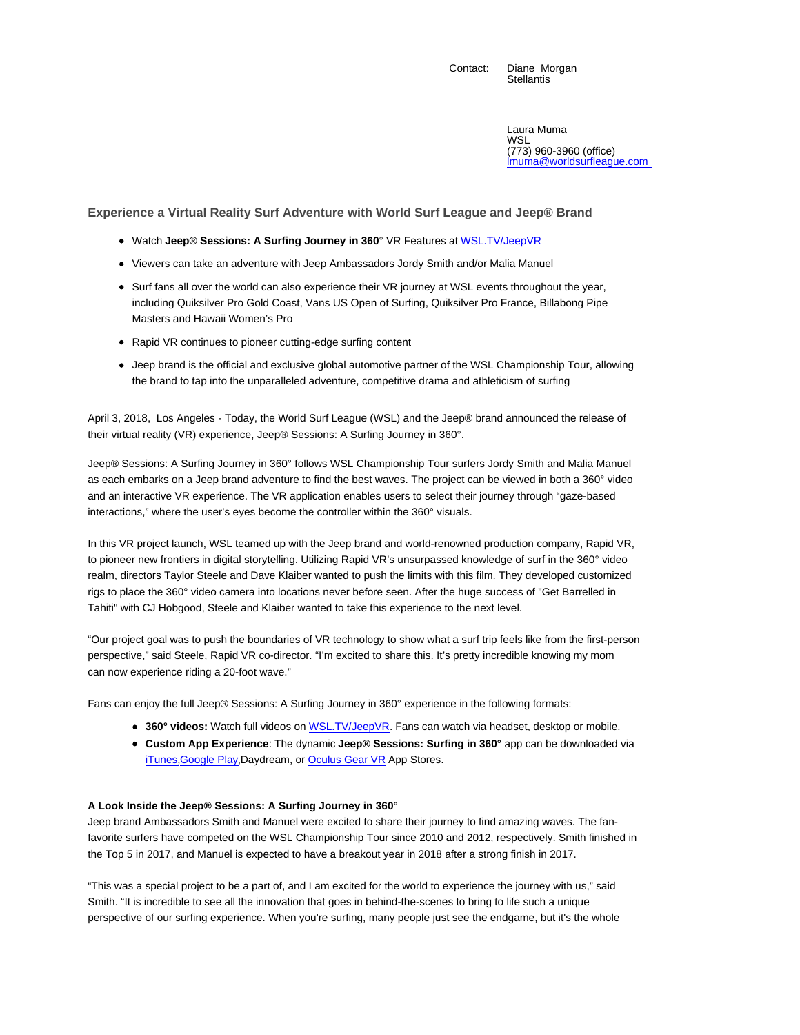Contact: Diane Morgan
Stellantis

Laura Muma
WSL
(773) 960-3960 (office)
lmuma@worldsurfleague.com

## Experience a Virtual Reality Surf Adventure with World Surf League and Jeep® Brand

- Watch **Jeep® Sessions: A Surfing Journey in 360**° VR Features at WSL.TV/JeepVR
- Viewers can take an adventure with Jeep Ambassadors Jordy Smith and/or Malia Manuel
- Surf fans all over the world can also experience their VR journey at WSL events throughout the year, including Quiksilver Pro Gold Coast, Vans US Open of Surfing, Quiksilver Pro France, Billabong Pipe Masters and Hawaii Women's Pro
- Rapid VR continues to pioneer cutting-edge surfing content
- Jeep brand is the official and exclusive global automotive partner of the WSL Championship Tour, allowing the brand to tap into the unparalleled adventure, competitive drama and athleticism of surfing

April 3, 2018, Los Angeles - Today, the World Surf League (WSL) and the Jeep® brand announced the release of their virtual reality (VR) experience, Jeep® Sessions: A Surfing Journey in 360°.

Jeep® Sessions: A Surfing Journey in 360° follows WSL Championship Tour surfers Jordy Smith and Malia Manuel as each embarks on a Jeep brand adventure to find the best waves. The project can be viewed in both a 360° video and an interactive VR experience. The VR application enables users to select their journey through "gaze-based interactions," where the user's eyes become the controller within the 360° visuals.

In this VR project launch, WSL teamed up with the Jeep brand and world-renowned production company, Rapid VR, to pioneer new frontiers in digital storytelling. Utilizing Rapid VR's unsurpassed knowledge of surf in the 360° video realm, directors Taylor Steele and Dave Klaiber wanted to push the limits with this film. They developed customized rigs to place the 360° video camera into locations never before seen. After the huge success of "Get Barrelled in Tahiti" with CJ Hobgood, Steele and Klaiber wanted to take this experience to the next level.

"Our project goal was to push the boundaries of VR technology to show what a surf trip feels like from the first-person perspective," said Steele, Rapid VR co-director. "I'm excited to share this. It's pretty incredible knowing my mom can now experience riding a 20-foot wave."

Fans can enjoy the full Jeep® Sessions: A Surfing Journey in 360° experience in the following formats:

- **360° videos:** Watch full videos on WSL.TV/JeepVR. Fans can watch via headset, desktop or mobile.
- **Custom App Experience**: The dynamic **Jeep® Sessions: Surfing in 360°** app can be downloaded via iTunes,Google Play,Daydream, or Oculus Gear VR App Stores.

### A Look Inside the Jeep® Sessions: A Surfing Journey in 360°

Jeep brand Ambassadors Smith and Manuel were excited to share their journey to find amazing waves. The fan-favorite surfers have competed on the WSL Championship Tour since 2010 and 2012, respectively. Smith finished in the Top 5 in 2017, and Manuel is expected to have a breakout year in 2018 after a strong finish in 2017.

"This was a special project to be a part of, and I am excited for the world to experience the journey with us," said Smith. "It is incredible to see all the innovation that goes in behind-the-scenes to bring to life such a unique perspective of our surfing experience. When you're surfing, many people just see the endgame, but it's the whole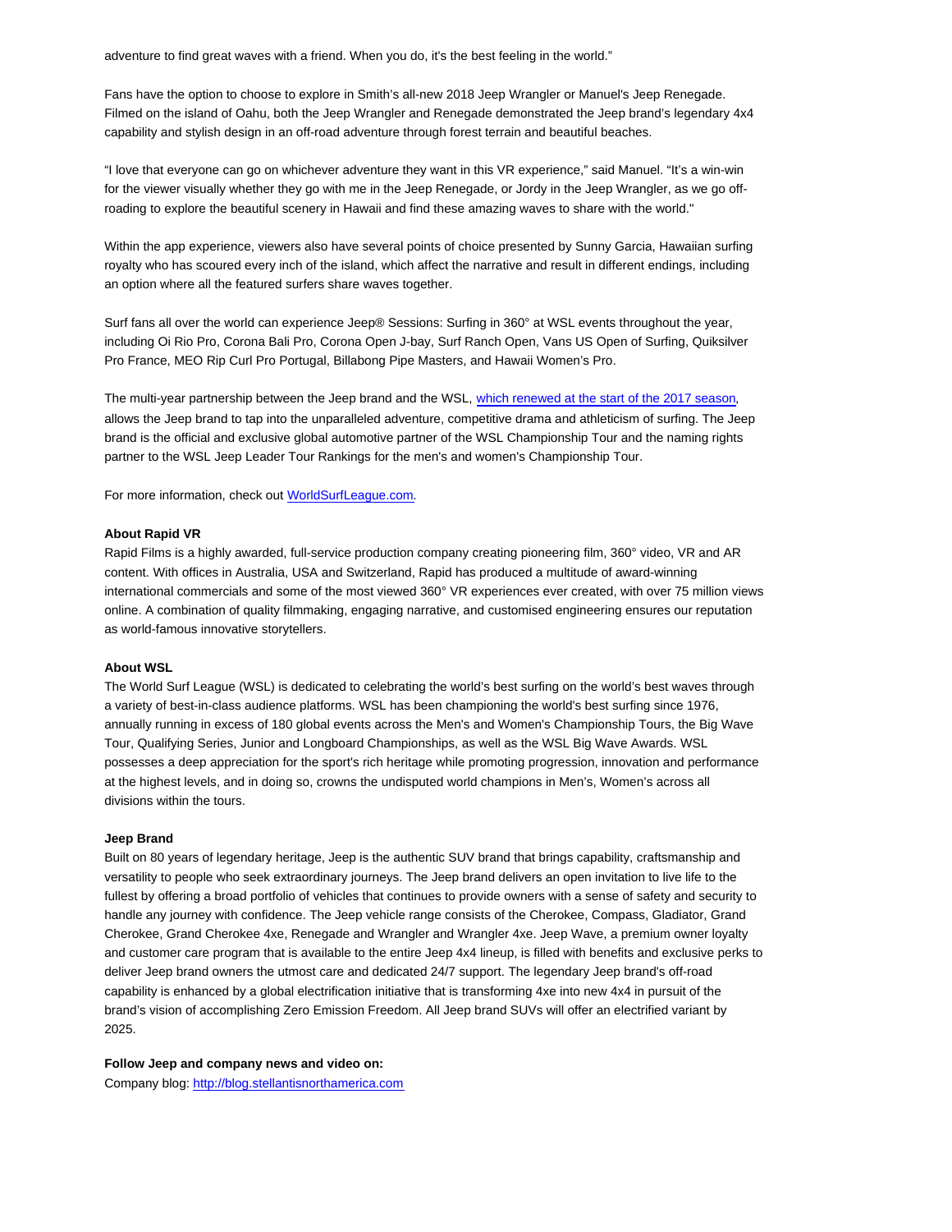adventure to find great waves with a friend. When you do, it's the best feeling in the world."

Fans have the option to choose to explore in Smith's all-new 2018 Jeep Wrangler or Manuel's Jeep Renegade. Filmed on the island of Oahu, both the Jeep Wrangler and Renegade demonstrated the Jeep brand's legendary 4x4 capability and stylish design in an off-road adventure through forest terrain and beautiful beaches.

"I love that everyone can go on whichever adventure they want in this VR experience," said Manuel. "It's a win-win for the viewer visually whether they go with me in the Jeep Renegade, or Jordy in the Jeep Wrangler, as we go off-roading to explore the beautiful scenery in Hawaii and find these amazing waves to share with the world."

Within the app experience, viewers also have several points of choice presented by Sunny Garcia, Hawaiian surfing royalty who has scoured every inch of the island, which affect the narrative and result in different endings, including an option where all the featured surfers share waves together.

Surf fans all over the world can experience Jeep® Sessions: Surfing in 360° at WSL events throughout the year, including Oi Rio Pro, Corona Bali Pro, Corona Open J-bay, Surf Ranch Open, Vans US Open of Surfing, Quiksilver Pro France, MEO Rip Curl Pro Portugal, Billabong Pipe Masters, and Hawaii Women's Pro.

The multi-year partnership between the Jeep brand and the WSL, [which renewed at the start of the 2017 season](), allows the Jeep brand to tap into the unparalleled adventure, competitive drama and athleticism of surfing. The Jeep brand is the official and exclusive global automotive partner of the WSL Championship Tour and the naming rights partner to the WSL Jeep Leader Tour Rankings for the men's and women's Championship Tour.

For more information, check out [WorldSurfLeague.com]().

**About Rapid VR**
Rapid Films is a highly awarded, full-service production company creating pioneering film, 360° video, VR and AR content. With offices in Australia, USA and Switzerland, Rapid has produced a multitude of award-winning international commercials and some of the most viewed 360° VR experiences ever created, with over 75 million views online. A combination of quality filmmaking, engaging narrative, and customised engineering ensures our reputation as world-famous innovative storytellers.

**About WSL**
The World Surf League (WSL) is dedicated to celebrating the world's best surfing on the world's best waves through a variety of best-in-class audience platforms. WSL has been championing the world's best surfing since 1976, annually running in excess of 180 global events across the Men's and Women's Championship Tours, the Big Wave Tour, Qualifying Series, Junior and Longboard Championships, as well as the WSL Big Wave Awards. WSL possesses a deep appreciation for the sport's rich heritage while promoting progression, innovation and performance at the highest levels, and in doing so, crowns the undisputed world champions in Men's, Women's across all divisions within the tours.

**Jeep Brand**
Built on 80 years of legendary heritage, Jeep is the authentic SUV brand that brings capability, craftsmanship and versatility to people who seek extraordinary journeys. The Jeep brand delivers an open invitation to live life to the fullest by offering a broad portfolio of vehicles that continues to provide owners with a sense of safety and security to handle any journey with confidence. The Jeep vehicle range consists of the Cherokee, Compass, Gladiator, Grand Cherokee, Grand Cherokee 4xe, Renegade and Wrangler and Wrangler 4xe. Jeep Wave, a premium owner loyalty and customer care program that is available to the entire Jeep 4x4 lineup, is filled with benefits and exclusive perks to deliver Jeep brand owners the utmost care and dedicated 24/7 support. The legendary Jeep brand's off-road capability is enhanced by a global electrification initiative that is transforming 4xe into new 4x4 in pursuit of the brand's vision of accomplishing Zero Emission Freedom. All Jeep brand SUVs will offer an electrified variant by 2025.

**Follow Jeep and company news and video on:**
Company blog: [http://blog.stellantisnorthamerica.com](http://blog.stellantisnorthamerica.com)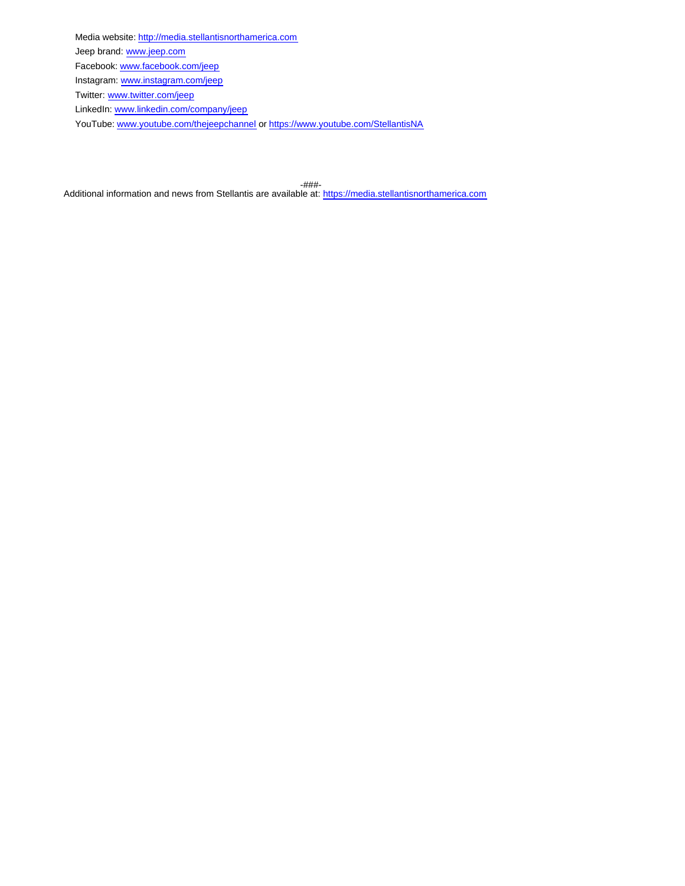Media website: http://media.stellantisnorthamerica.com

Jeep brand: www.jeep.com

Facebook: www.facebook.com/jeep

Instagram: www.instagram.com/jeep

Twitter: www.twitter.com/jeep

LinkedIn: www.linkedin.com/company/jeep

YouTube: www.youtube.com/thejeepchannel or https://www.youtube.com/StellantisNA

-###-

Additional information and news from Stellantis are available at: https://media.stellantisnorthamerica.com